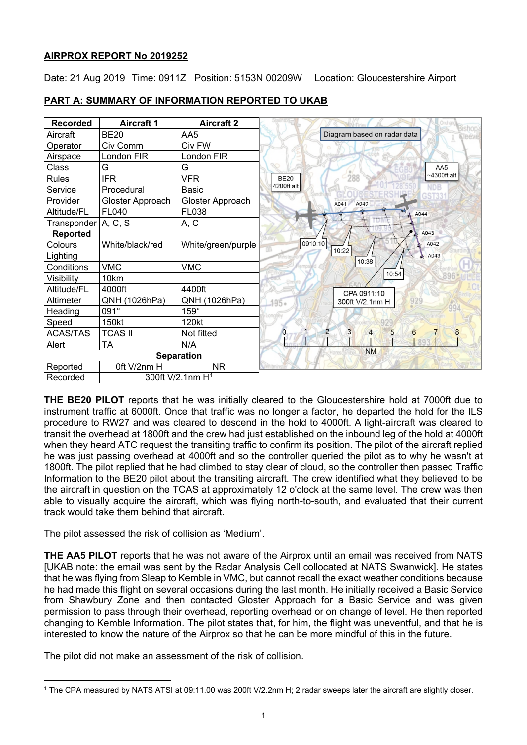**AIRPROX REPORT No 2019252**

Date: 21 Aug 2019 Time: 0911Z Position: 5153N 00209W Location: Gloucestershire Airport

## PART A: SUMMARY OF INFORMATION REPORTED TO UKAB

| Recorded | Aircraft 1 | Aircraft 2 |
|---|---|---|
| Aircraft | BE20 | AA5 |
| Operator | Civ Comm | Civ FW |
| Airspace | London FIR | London FIR |
| Class | G | G |
| Rules | IFR | VFR |
| Service | Procedural | Basic |
| Provider | Gloster Approach | Gloster Approach |
| Altitude/FL | FL040 | FL038 |
| Transponder | A, C, S | A, C |
| **Reported** | | |
| Colours | White/black/red | White/green/purple |
| Lighting | | |
| Conditions | VMC | VMC |
| Visibility | 10km | |
| Altitude/FL | 4000ft | 4400ft |
| Altimeter | QNH (1026hPa) | QNH (1026hPa) |
| Heading | 091° | 159° |
| Speed | 150kt | 120kt |
| ACAS/TAS | TCAS II | Not fitted |
| Alert | TA | N/A |
| **Separation** | | |
| Reported | 0ft V/2nm H | NR |
| Recorded | 300ft V/2.1nm H[1] | |

Diagram based on radar data

**THE BE20 PILOT** reports that he was initially cleared to the Gloucestershire hold at 7000ft due to instrument traffic at 6000ft. Once that traffic was no longer a factor, he departed the hold for the ILS procedure to RW27 and was cleared to descend in the hold to 4000ft. A light-aircraft was cleared to transit the overhead at 1800ft and the crew had just established on the inbound leg of the hold at 4000ft when they heard ATC request the transiting traffic to confirm its position. The pilot of the aircraft replied he was just passing overhead at 4000ft and so the controller queried the pilot as to why he wasn't at 1800ft. The pilot replied that he had climbed to stay clear of cloud, so the controller then passed Traffic Information to the BE20 pilot about the transiting aircraft. The crew identified what they believed to be the aircraft in question on the TCAS at approximately 12 o'clock at the same level. The crew was then able to visually acquire the aircraft, which was flying north-to-south, and evaluated that their current track would take them behind that aircraft.

The pilot assessed the risk of collision as 'Medium'.

**THE AA5 PILOT** reports that he was not aware of the Airprox until an email was received from NATS [UKAB note: the email was sent by the Radar Analysis Cell collocated at NATS Swanwick]. He states that he was flying from Sleap to Kemble in VMC, but cannot recall the exact weather conditions because he had made this flight on several occasions during the last month. He initially received a Basic Service from Shawbury Zone and then contacted Gloster Approach for a Basic Service and was given permission to pass through their overhead, reporting overhead or on change of level. He then reported changing to Kemble Information. The pilot states that, for him, the flight was uneventful, and that he is interested to know the nature of the Airprox so that he can be more mindful of this in the future.

The pilot did not make an assessment of the risk of collision.

[1] The CPA measured by NATS ATSI at 09:11.00 was 200ft V/2.2nm H; 2 radar sweeps later the aircraft are slightly closer.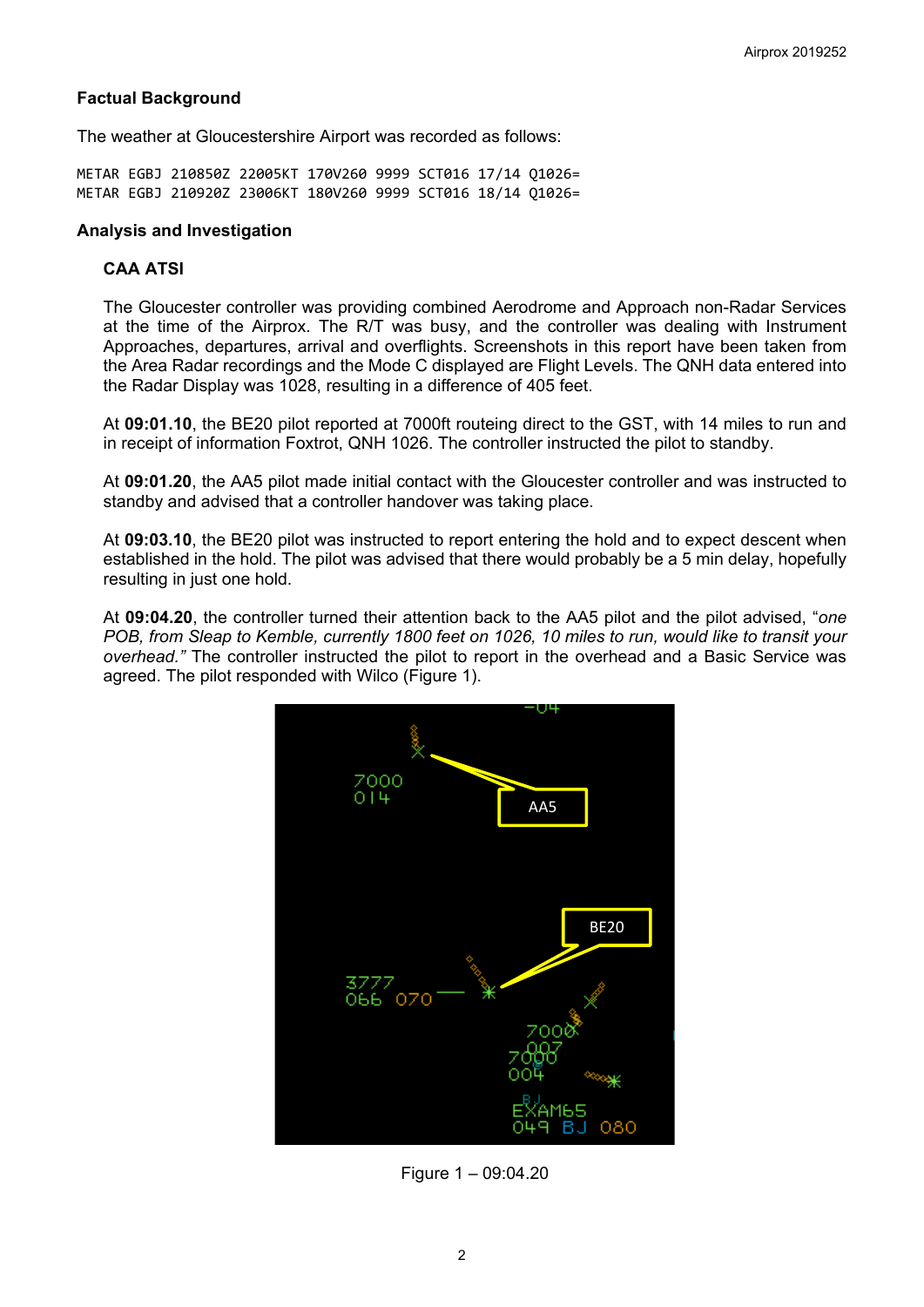## Factual Background

The weather at Gloucestershire Airport was recorded as follows:

```
METAR EGBJ 210850Z 22005KT 170V260 9999 SCT016 17/14 Q1026=
METAR EGBJ 210920Z 23006KT 180V260 9999 SCT016 18/14 Q1026=
```

## Analysis and Investigation

### CAA ATSI

The Gloucester controller was providing combined Aerodrome and Approach non-Radar Services at the time of the Airprox. The R/T was busy, and the controller was dealing with Instrument Approaches, departures, arrival and overflights. Screenshots in this report have been taken from the Area Radar recordings and the Mode C displayed are Flight Levels. The QNH data entered into the Radar Display was 1028, resulting in a difference of 405 feet.

At **09:01.10**, the BE20 pilot reported at 7000ft routeing direct to the GST, with 14 miles to run and in receipt of information Foxtrot, QNH 1026. The controller instructed the pilot to standby.

At **09:01.20**, the AA5 pilot made initial contact with the Gloucester controller and was instructed to standby and advised that a controller handover was taking place.

At **09:03.10**, the BE20 pilot was instructed to report entering the hold and to expect descent when established in the hold. The pilot was advised that there would probably be a 5 min delay, hopefully resulting in just one hold.

At **09:04.20**, the controller turned their attention back to the AA5 pilot and the pilot advised, "*one POB, from Sleap to Kemble, currently 1800 feet on 1026, 10 miles to run, would like to transit your overhead.*" The controller instructed the pilot to report in the overhead and a Basic Service was agreed. The pilot responded with Wilco (Figure 1).

Figure 1 – 09:04.20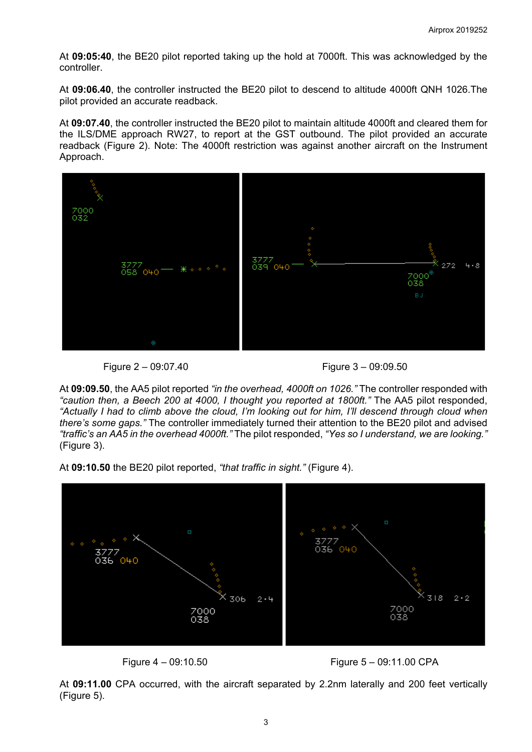At **09:05:40**, the BE20 pilot reported taking up the hold at 7000ft. This was acknowledged by the controller.

At **09:06.40**, the controller instructed the BE20 pilot to descend to altitude 4000ft QNH 1026.The pilot provided an accurate readback.

At **09:07.40**, the controller instructed the BE20 pilot to maintain altitude 4000ft and cleared them for the ILS/DME approach RW27, to report at the GST outbound. The pilot provided an accurate readback (Figure 2). Note: The 4000ft restriction was against another aircraft on the Instrument Approach.

Figure 2 – 09:07.40

Figure 3 – 09:09.50

At **09:09.50**, the AA5 pilot reported *"in the overhead, 4000ft on 1026."* The controller responded with *"caution then, a Beech 200 at 4000, I thought you reported at 1800ft."* The AA5 pilot responded, *"Actually I had to climb above the cloud, I'm looking out for him, I'll descend through cloud when there's some gaps."* The controller immediately turned their attention to the BE20 pilot and advised *"traffic's an AA5 in the overhead 4000ft."* The pilot responded, *"Yes so I understand, we are looking."* (Figure 3).

At **09:10.50** the BE20 pilot reported, *"that traffic in sight."* (Figure 4).

Figure 4 – 09:10.50

Figure 5 – 09:11.00 CPA

At **09:11.00** CPA occurred, with the aircraft separated by 2.2nm laterally and 200 feet vertically (Figure 5).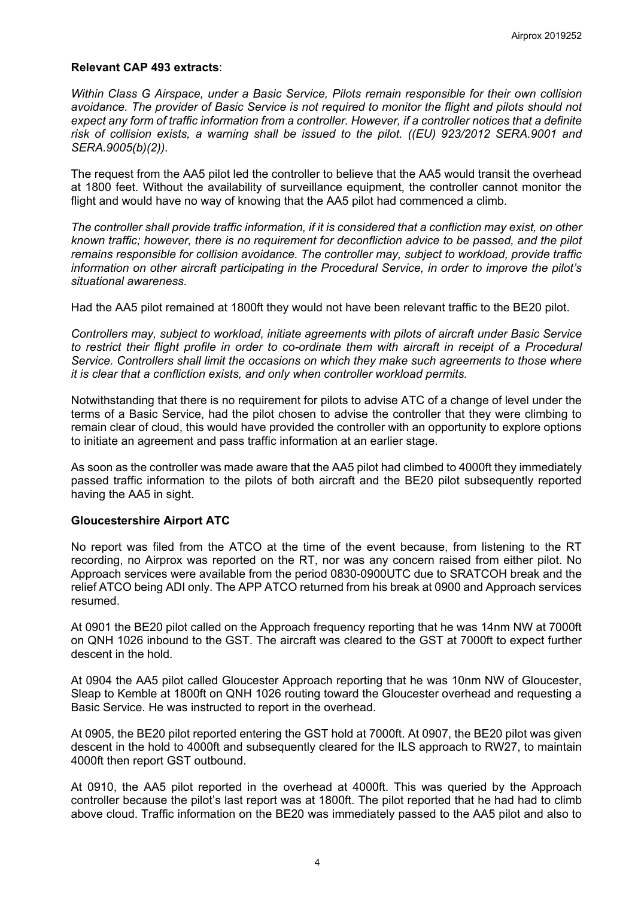**Relevant CAP 493 extracts**:

*Within Class G Airspace, under a Basic Service, Pilots remain responsible for their own collision avoidance. The provider of Basic Service is not required to monitor the flight and pilots should not expect any form of traffic information from a controller. However, if a controller notices that a definite risk of collision exists, a warning shall be issued to the pilot. ((EU) 923/2012 SERA.9001 and SERA.9005(b)(2)).*

The request from the AA5 pilot led the controller to believe that the AA5 would transit the overhead at 1800 feet. Without the availability of surveillance equipment, the controller cannot monitor the flight and would have no way of knowing that the AA5 pilot had commenced a climb.

*The controller shall provide traffic information, if it is considered that a confliction may exist, on other known traffic; however, there is no requirement for deconfliction advice to be passed, and the pilot remains responsible for collision avoidance. The controller may, subject to workload, provide traffic information on other aircraft participating in the Procedural Service, in order to improve the pilot's situational awareness.*

Had the AA5 pilot remained at 1800ft they would not have been relevant traffic to the BE20 pilot.

*Controllers may, subject to workload, initiate agreements with pilots of aircraft under Basic Service to restrict their flight profile in order to co-ordinate them with aircraft in receipt of a Procedural Service. Controllers shall limit the occasions on which they make such agreements to those where it is clear that a confliction exists, and only when controller workload permits.*

Notwithstanding that there is no requirement for pilots to advise ATC of a change of level under the terms of a Basic Service, had the pilot chosen to advise the controller that they were climbing to remain clear of cloud, this would have provided the controller with an opportunity to explore options to initiate an agreement and pass traffic information at an earlier stage.

As soon as the controller was made aware that the AA5 pilot had climbed to 4000ft they immediately passed traffic information to the pilots of both aircraft and the BE20 pilot subsequently reported having the AA5 in sight.

### Gloucestershire Airport ATC

No report was filed from the ATCO at the time of the event because, from listening to the RT recording, no Airprox was reported on the RT, nor was any concern raised from either pilot. No Approach services were available from the period 0830-0900UTC due to SRATCOH break and the relief ATCO being ADI only. The APP ATCO returned from his break at 0900 and Approach services resumed.

At 0901 the BE20 pilot called on the Approach frequency reporting that he was 14nm NW at 7000ft on QNH 1026 inbound to the GST. The aircraft was cleared to the GST at 7000ft to expect further descent in the hold.

At 0904 the AA5 pilot called Gloucester Approach reporting that he was 10nm NW of Gloucester, Sleap to Kemble at 1800ft on QNH 1026 routing toward the Gloucester overhead and requesting a Basic Service. He was instructed to report in the overhead.

At 0905, the BE20 pilot reported entering the GST hold at 7000ft. At 0907, the BE20 pilot was given descent in the hold to 4000ft and subsequently cleared for the ILS approach to RW27, to maintain 4000ft then report GST outbound.

At 0910, the AA5 pilot reported in the overhead at 4000ft. This was queried by the Approach controller because the pilot's last report was at 1800ft. The pilot reported that he had had to climb above cloud. Traffic information on the BE20 was immediately passed to the AA5 pilot and also to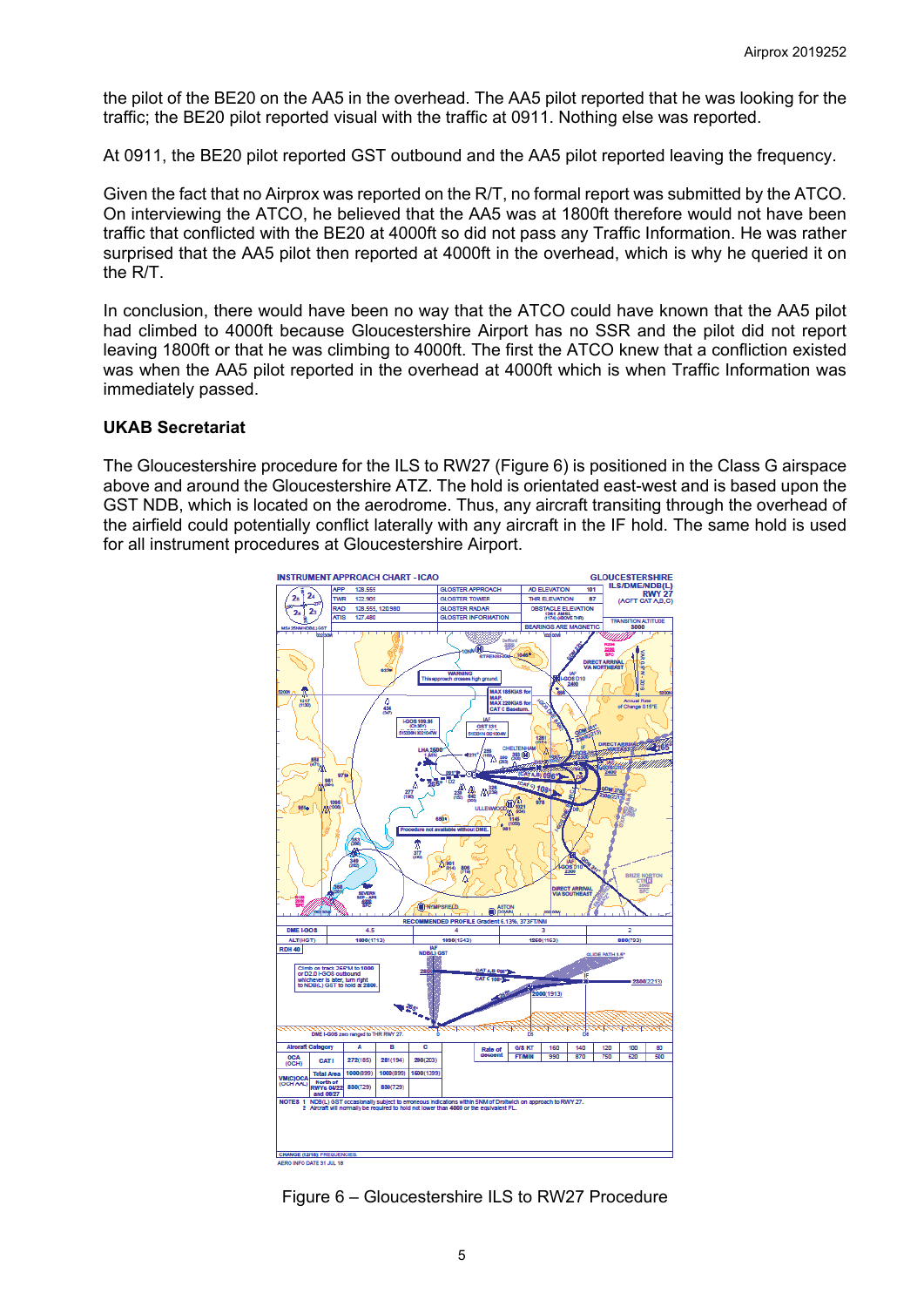the pilot of the BE20 on the AA5 in the overhead. The AA5 pilot reported that he was looking for the traffic; the BE20 pilot reported visual with the traffic at 0911. Nothing else was reported.

At 0911, the BE20 pilot reported GST outbound and the AA5 pilot reported leaving the frequency.

Given the fact that no Airprox was reported on the R/T, no formal report was submitted by the ATCO. On interviewing the ATCO, he believed that the AA5 was at 1800ft therefore would not have been traffic that conflicted with the BE20 at 4000ft so did not pass any Traffic Information. He was rather surprised that the AA5 pilot then reported at 4000ft in the overhead, which is why he queried it on the R/T.

In conclusion, there would have been no way that the ATCO could have known that the AA5 pilot had climbed to 4000ft because Gloucestershire Airport has no SSR and the pilot did not report leaving 1800ft or that he was climbing to 4000ft. The first the ATCO knew that a confliction existed was when the AA5 pilot reported in the overhead at 4000ft which is when Traffic Information was immediately passed.

### UKAB Secretariat

The Gloucestershire procedure for the ILS to RW27 (Figure 6) is positioned in the Class G airspace above and around the Gloucestershire ATZ. The hold is orientated east-west and is based upon the GST NDB, which is located on the aerodrome. Thus, any aircraft transiting through the overhead of the airfield could potentially conflict laterally with any aircraft in the IF hold. The same hold is used for all instrument procedures at Gloucestershire Airport.

Figure 6 – Gloucestershire ILS to RW27 Procedure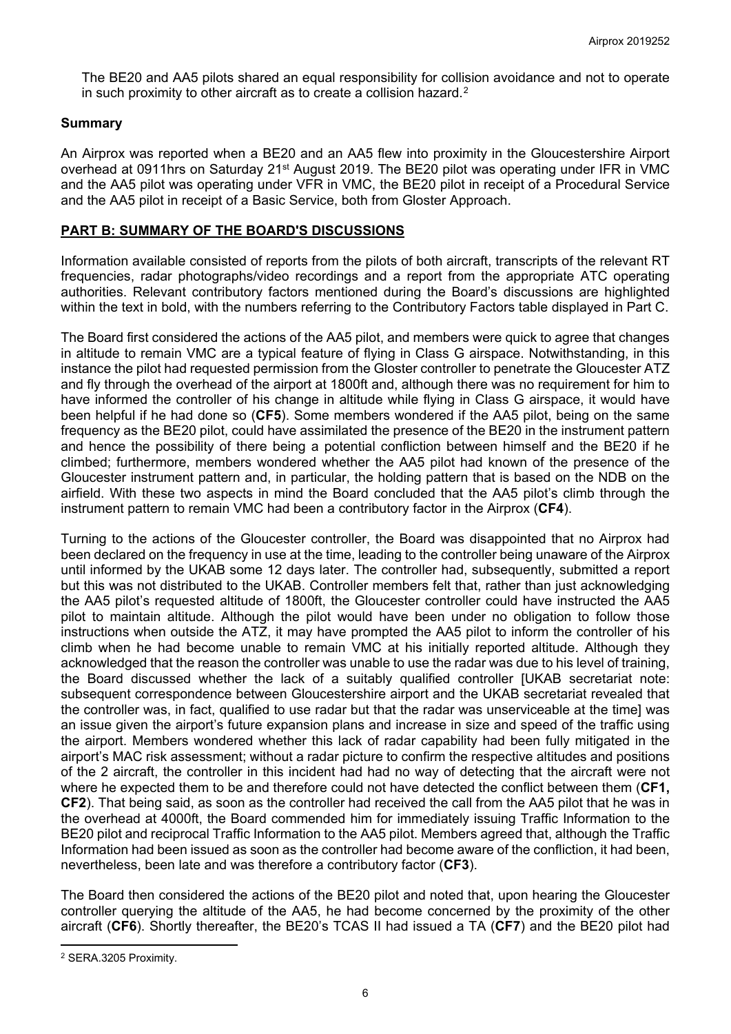The BE20 and AA5 pilots shared an equal responsibility for collision avoidance and not to operate in such proximity to other aircraft as to create a collision hazard.[2]

## Summary

An Airprox was reported when a BE20 and an AA5 flew into proximity in the Gloucestershire Airport overhead at 0911hrs on Saturday 21st August 2019. The BE20 pilot was operating under IFR in VMC and the AA5 pilot was operating under VFR in VMC, the BE20 pilot in receipt of a Procedural Service and the AA5 pilot in receipt of a Basic Service, both from Gloster Approach.

## PART B: SUMMARY OF THE BOARD'S DISCUSSIONS

Information available consisted of reports from the pilots of both aircraft, transcripts of the relevant RT frequencies, radar photographs/video recordings and a report from the appropriate ATC operating authorities. Relevant contributory factors mentioned during the Board's discussions are highlighted within the text in bold, with the numbers referring to the Contributory Factors table displayed in Part C.

The Board first considered the actions of the AA5 pilot, and members were quick to agree that changes in altitude to remain VMC are a typical feature of flying in Class G airspace. Notwithstanding, in this instance the pilot had requested permission from the Gloster controller to penetrate the Gloucester ATZ and fly through the overhead of the airport at 1800ft and, although there was no requirement for him to have informed the controller of his change in altitude while flying in Class G airspace, it would have been helpful if he had done so (**CF5**). Some members wondered if the AA5 pilot, being on the same frequency as the BE20 pilot, could have assimilated the presence of the BE20 in the instrument pattern and hence the possibility of there being a potential confliction between himself and the BE20 if he climbed; furthermore, members wondered whether the AA5 pilot had known of the presence of the Gloucester instrument pattern and, in particular, the holding pattern that is based on the NDB on the airfield. With these two aspects in mind the Board concluded that the AA5 pilot's climb through the instrument pattern to remain VMC had been a contributory factor in the Airprox (**CF4**).

Turning to the actions of the Gloucester controller, the Board was disappointed that no Airprox had been declared on the frequency in use at the time, leading to the controller being unaware of the Airprox until informed by the UKAB some 12 days later. The controller had, subsequently, submitted a report but this was not distributed to the UKAB. Controller members felt that, rather than just acknowledging the AA5 pilot's requested altitude of 1800ft, the Gloucester controller could have instructed the AA5 pilot to maintain altitude. Although the pilot would have been under no obligation to follow those instructions when outside the ATZ, it may have prompted the AA5 pilot to inform the controller of his climb when he had become unable to remain VMC at his initially reported altitude. Although they acknowledged that the reason the controller was unable to use the radar was due to his level of training, the Board discussed whether the lack of a suitably qualified controller [UKAB secretariat note: subsequent correspondence between Gloucestershire airport and the UKAB secretariat revealed that the controller was, in fact, qualified to use radar but that the radar was unserviceable at the time] was an issue given the airport's future expansion plans and increase in size and speed of the traffic using the airport. Members wondered whether this lack of radar capability had been fully mitigated in the airport's MAC risk assessment; without a radar picture to confirm the respective altitudes and positions of the 2 aircraft, the controller in this incident had had no way of detecting that the aircraft were not where he expected them to be and therefore could not have detected the conflict between them (**CF1, CF2**). That being said, as soon as the controller had received the call from the AA5 pilot that he was in the overhead at 4000ft, the Board commended him for immediately issuing Traffic Information to the BE20 pilot and reciprocal Traffic Information to the AA5 pilot. Members agreed that, although the Traffic Information had been issued as soon as the controller had become aware of the confliction, it had been, nevertheless, been late and was therefore a contributory factor (**CF3**).

The Board then considered the actions of the BE20 pilot and noted that, upon hearing the Gloucester controller querying the altitude of the AA5, he had become concerned by the proximity of the other aircraft (**CF6**). Shortly thereafter, the BE20's TCAS II had issued a TA (**CF7**) and the BE20 pilot had

---

[2] SERA.3205 Proximity.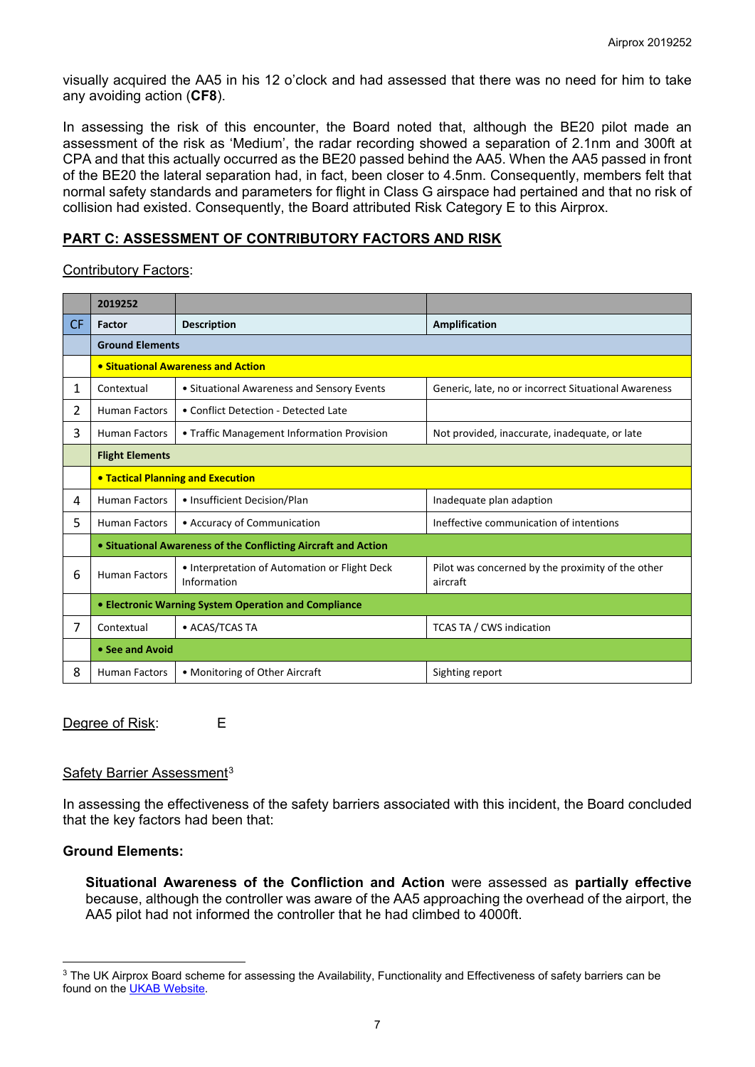visually acquired the AA5 in his 12 o'clock and had assessed that there was no need for him to take any avoiding action (**CF8**).

In assessing the risk of this encounter, the Board noted that, although the BE20 pilot made an assessment of the risk as 'Medium', the radar recording showed a separation of 2.1nm and 300ft at CPA and that this actually occurred as the BE20 passed behind the AA5. When the AA5 passed in front of the BE20 the lateral separation had, in fact, been closer to 4.5nm. Consequently, members felt that normal safety standards and parameters for flight in Class G airspace had pertained and that no risk of collision had existed. Consequently, the Board attributed Risk Category E to this Airprox.

## PART C: ASSESSMENT OF CONTRIBUTORY FACTORS AND RISK

Contributory Factors:

| | 2019252 | | |
|---|---|---|---|
| CF | Factor | Description | Amplification |
| | **Ground Elements** | | |
| | **• Situational Awareness and Action** | | |
| 1 | Contextual | • Situational Awareness and Sensory Events | Generic, late, no or incorrect Situational Awareness |
| 2 | Human Factors | • Conflict Detection - Detected Late | |
| 3 | Human Factors | • Traffic Management Information Provision | Not provided, inaccurate, inadequate, or late |
| | **Flight Elements** | | |
| | **• Tactical Planning and Execution** | | |
| 4 | Human Factors | • Insufficient Decision/Plan | Inadequate plan adaption |
| 5 | Human Factors | • Accuracy of Communication | Ineffective communication of intentions |
| | **• Situational Awareness of the Conflicting Aircraft and Action** | | |
| 6 | Human Factors | • Interpretation of Automation or Flight Deck Information | Pilot was concerned by the proximity of the other aircraft |
| | **• Electronic Warning System Operation and Compliance** | | |
| 7 | Contextual | • ACAS/TCAS TA | TCAS TA / CWS indication |
| | **• See and Avoid** | | |
| 8 | Human Factors | • Monitoring of Other Aircraft | Sighting report |

Degree of Risk: E

Safety Barrier Assessment[3]

In assessing the effectiveness of the safety barriers associated with this incident, the Board concluded that the key factors had been that:

**Ground Elements:**

**Situational Awareness of the Confliction and Action** were assessed as **partially effective** because, although the controller was aware of the AA5 approaching the overhead of the airport, the AA5 pilot had not informed the controller that he had climbed to 4000ft.

[3] The UK Airprox Board scheme for assessing the Availability, Functionality and Effectiveness of safety barriers can be found on the UKAB Website.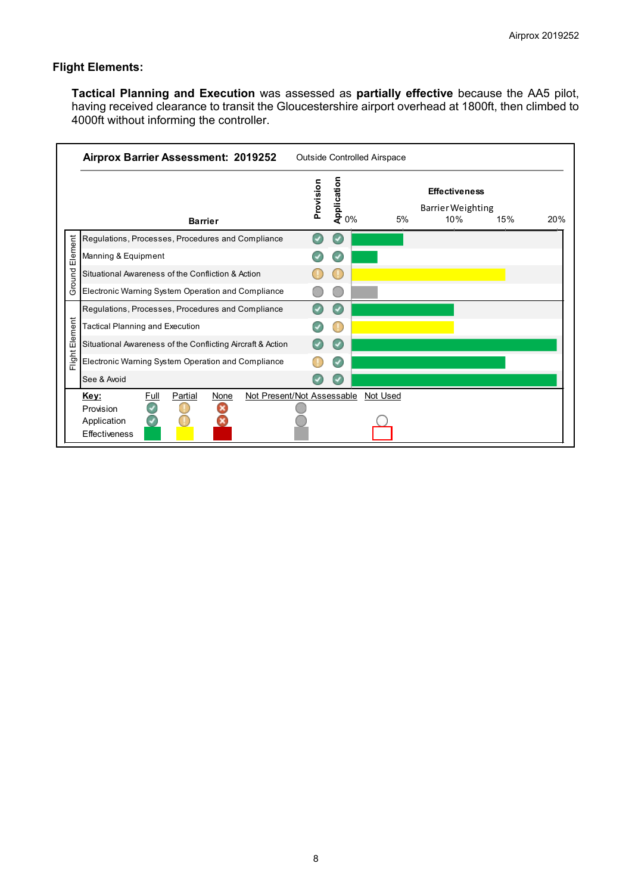**Flight Elements:**

**Tactical Planning and Execution** was assessed as **partially effective** because the AA5 pilot, having received clearance to transit the Gloucestershire airport overhead at 1800ft, then climbed to 4000ft without informing the controller.

**Airprox Barrier Assessment: 2019252** Outside Controlled Airspace

| | Barrier | Provision | Application |
|---|---|---|---|
| Ground Element | Regulations, Processes, Procedures and Compliance | Full | Full |
| Ground Element | Manning & Equipment | Full | Full |
| Ground Element | Situational Awareness of the Confliction & Action | Partial | Partial |
| Ground Element | Electronic Warning System Operation and Compliance | Not Present/Not Assessable | Not Present/Not Assessable |
| Flight Element | Regulations, Processes, Procedures and Compliance | Full | Full |
| Flight Element | Tactical Planning and Execution | Full | Partial |
| Flight Element | Situational Awareness of the Conflicting Aircraft & Action | Full | Full |
| Flight Element | Electronic Warning System Operation and Compliance | Partial | Full |
| Flight Element | See & Avoid | Full | Full |

Effectiveness

Barrier Weighting

0% 5% 10% 15% 20%

**Key:** Full Partial None Not Present/Not Assessable Not Used

Provision

Application

Effectiveness